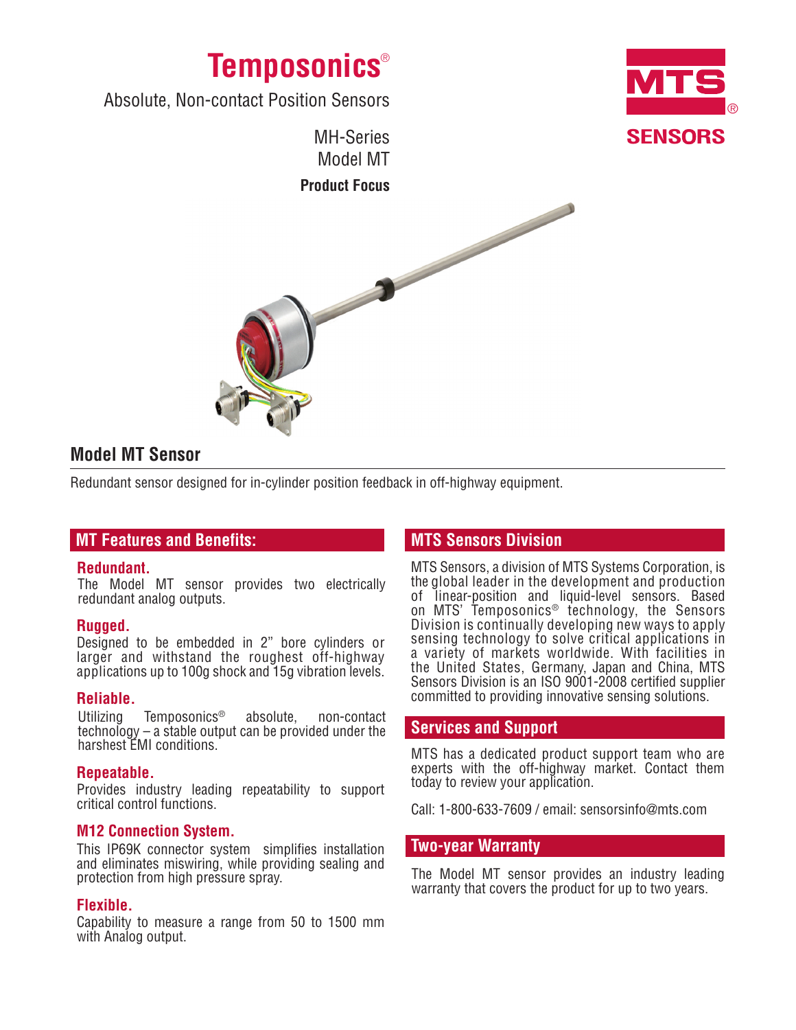# Temposonics®

Absolute, Non-contact Position Sensors

MH-Series
Model MT

**Product Focus**

MTS® SENSORS

## Model MT Sensor

Redundant sensor designed for in-cylinder position feedback in off-highway equipment.

## MT Features and Benefits:

### Redundant.

The Model MT sensor provides two electrically redundant analog outputs.

### Rugged.

Designed to be embedded in 2" bore cylinders or larger and withstand the roughest off-highway applications up to 100g shock and 15g vibration levels.

### Reliable.

Utilizing Temposonics® absolute, non-contact technology – a stable output can be provided under the harshest EMI conditions.

### Repeatable.

Provides industry leading repeatability to support critical control functions.

### M12 Connection System.

This IP69K connector system simplifies installation and eliminates miswiring, while providing sealing and protection from high pressure spray.

### Flexible.

Capability to measure a range from 50 to 1500 mm with Analog output.

## MTS Sensors Division

MTS Sensors, a division of MTS Systems Corporation, is the global leader in the development and production of linear-position and liquid-level sensors. Based on MTS' Temposonics® technology, the Sensors Division is continually developing new ways to apply sensing technology to solve critical applications in a variety of markets worldwide. With facilities in the United States, Germany, Japan and China, MTS Sensors Division is an ISO 9001-2008 certified supplier committed to providing innovative sensing solutions.

## Services and Support

MTS has a dedicated product support team who are experts with the off-highway market. Contact them today to review your application.

Call: 1-800-633-7609 / email: sensorsinfo@mts.com

## Two-year Warranty

The Model MT sensor provides an industry leading warranty that covers the product for up to two years.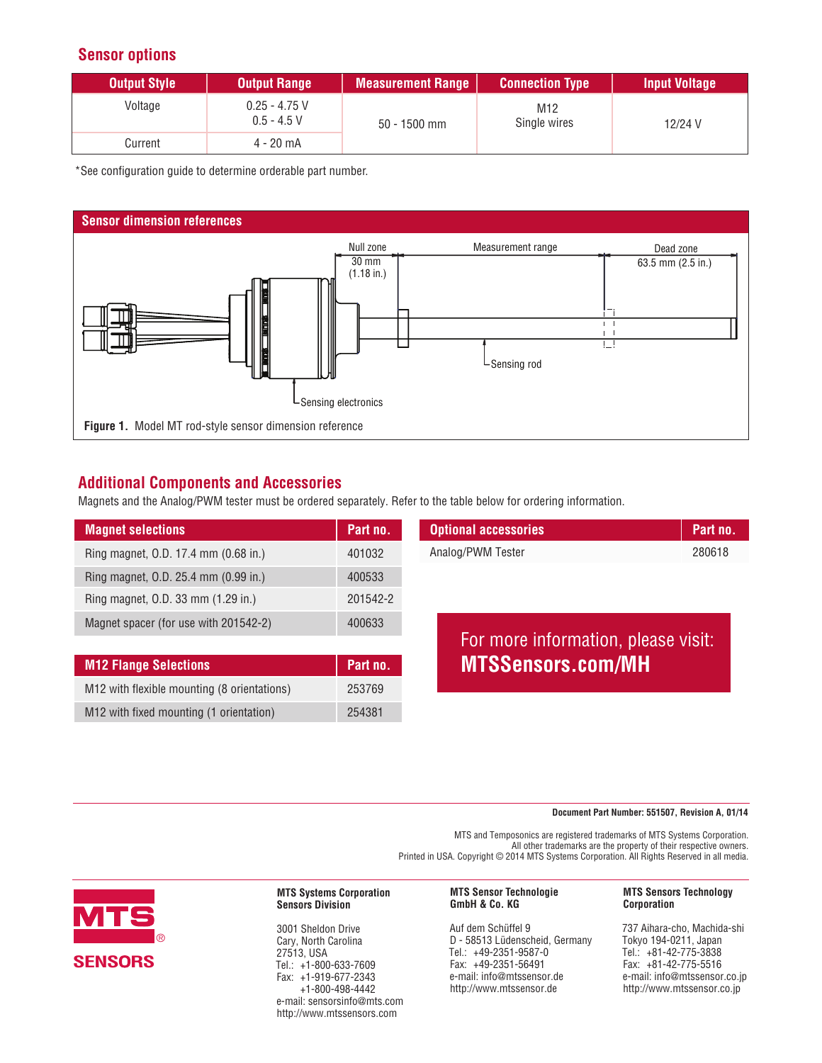## Sensor options

| Output Style | Output Range | Measurement Range | Connection Type | Input Voltage |
|---|---|---|---|---|
| Voltage | 0.25 - 4.75 V<br>0.5 - 4.5 V | 50 - 1500 mm | M12<br>Single wires | 12/24 V |
| Current | 4 - 20 mA | | | |

*See configuration guide to determine orderable part number.

## Sensor dimension references

Null zone
30 mm
(1.18 in.)

Measurement range

Dead zone
63.5 mm (2.5 in.)

Sensing rod

Sensing electronics

**Figure 1.** Model MT rod-style sensor dimension reference

## Additional Components and Accessories

Magnets and the Analog/PWM tester must be ordered separately. Refer to the table below for ordering information.

| Magnet selections | Part no. |
|---|---|
| Ring magnet, O.D. 17.4 mm (0.68 in.) | 401032 |
| Ring magnet, O.D. 25.4 mm (0.99 in.) | 400533 |
| Ring magnet, O.D. 33 mm (1.29 in.) | 201542-2 |
| Magnet spacer (for use with 201542-2) | 400633 |

| M12 Flange Selections | Part no. |
|---|---|
| M12 with flexible mounting (8 orientations) | 253769 |
| M12 with fixed mounting (1 orientation) | 254381 |

| Optional accessories | Part no. |
|---|---|
| Analog/PWM Tester | 280618 |

For more information, please visit:
**MTSSensors.com/MH**

**Document Part Number: 551507, Revision A, 01/14**

MTS and Temposonics are registered trademarks of MTS Systems Corporation.
All other trademarks are the property of their respective owners.
Printed in USA. Copyright © 2014 MTS Systems Corporation. All Rights Reserved in all media.

MTS SENSORS

**MTS Systems Corporation**
**Sensors Division**

3001 Sheldon Drive
Cary, North Carolina
27513, USA
Tel.: +1-800-633-7609
Fax: +1-919-677-2343
+1-800-498-4442
e-mail: sensorsinfo@mts.com
http://www.mtssensors.com

**MTS Sensor Technologie**
**GmbH & Co. KG**

Auf dem Schüffel 9
D - 58513 Lüdenscheid, Germany
Tel.: +49-2351-9587-0
Fax: +49-2351-56491
e-mail: info@mtssensor.de
http://www.mtssensor.de

**MTS Sensors Technology**
**Corporation**

737 Aihara-cho, Machida-shi
Tokyo 194-0211, Japan
Tel.: +81-42-775-3838
Fax: +81-42-775-5516
e-mail: info@mtssensor.co.jp
http://www.mtssensor.co.jp